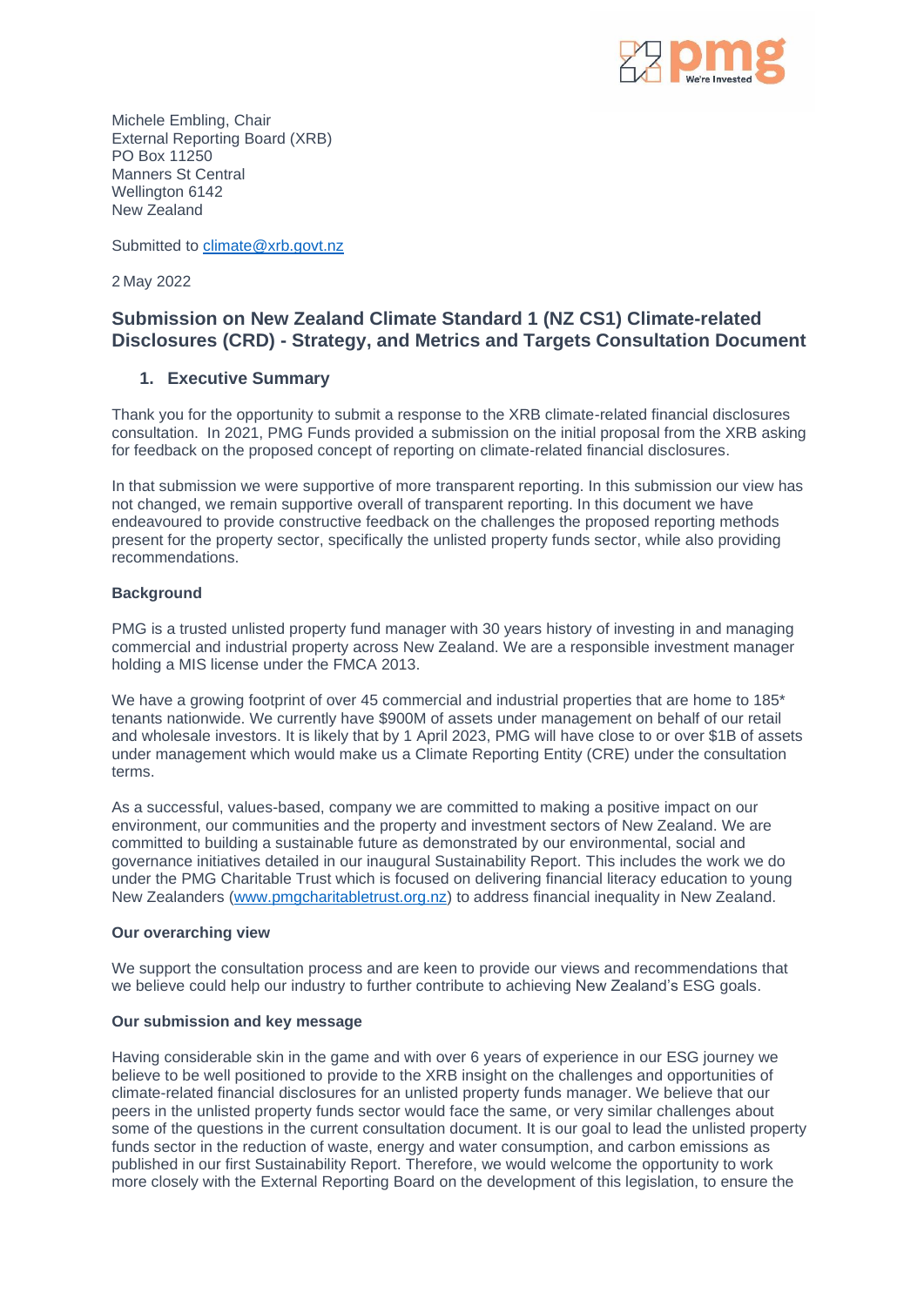Michele Embling, Chair
External Reporting Board (XRB)
PO Box 11250
Manners St Central
Wellington 6142
New Zealand

Submitted to [climate@xrb.govt.nz](mailto:climate@xrb.govt.nz)

2 May 2022

## Submission on New Zealand Climate Standard 1 (NZ CS1) Climate-related Disclosures (CRD) - Strategy, and Metrics and Targets Consultation Document

### 1. Executive Summary

Thank you for the opportunity to submit a response to the XRB climate-related financial disclosures consultation. In 2021, PMG Funds provided a submission on the initial proposal from the XRB asking for feedback on the proposed concept of reporting on climate-related financial disclosures.

In that submission we were supportive of more transparent reporting. In this submission our view has not changed, we remain supportive overall of transparent reporting. In this document we have endeavoured to provide constructive feedback on the challenges the proposed reporting methods present for the property sector, specifically the unlisted property funds sector, while also providing recommendations.

**Background**

PMG is a trusted unlisted property fund manager with 30 years history of investing in and managing commercial and industrial property across New Zealand. We are a responsible investment manager holding a MIS license under the FMCA 2013.

We have a growing footprint of over 45 commercial and industrial properties that are home to 185* tenants nationwide. We currently have $900M of assets under management on behalf of our retail and wholesale investors. It is likely that by 1 April 2023, PMG will have close to or over $1B of assets under management which would make us a Climate Reporting Entity (CRE) under the consultation terms.

As a successful, values-based, company we are committed to making a positive impact on our environment, our communities and the property and investment sectors of New Zealand. We are committed to building a sustainable future as demonstrated by our environmental, social and governance initiatives detailed in our inaugural Sustainability Report. This includes the work we do under the PMG Charitable Trust which is focused on delivering financial literacy education to young New Zealanders ([www.pmgcharitabletrust.org.nz](http://www.pmgcharitabletrust.org.nz)) to address financial inequality in New Zealand.

**Our overarching view**

We support the consultation process and are keen to provide our views and recommendations that we believe could help our industry to further contribute to achieving New Zealand's ESG goals.

**Our submission and key message**

Having considerable skin in the game and with over 6 years of experience in our ESG journey we believe to be well positioned to provide to the XRB insight on the challenges and opportunities of climate-related financial disclosures for an unlisted property funds manager. We believe that our peers in the unlisted property funds sector would face the same, or very similar challenges about some of the questions in the current consultation document. It is our goal to lead the unlisted property funds sector in the reduction of waste, energy and water consumption, and carbon emissions as published in our first Sustainability Report. Therefore, we would welcome the opportunity to work more closely with the External Reporting Board on the development of this legislation, to ensure the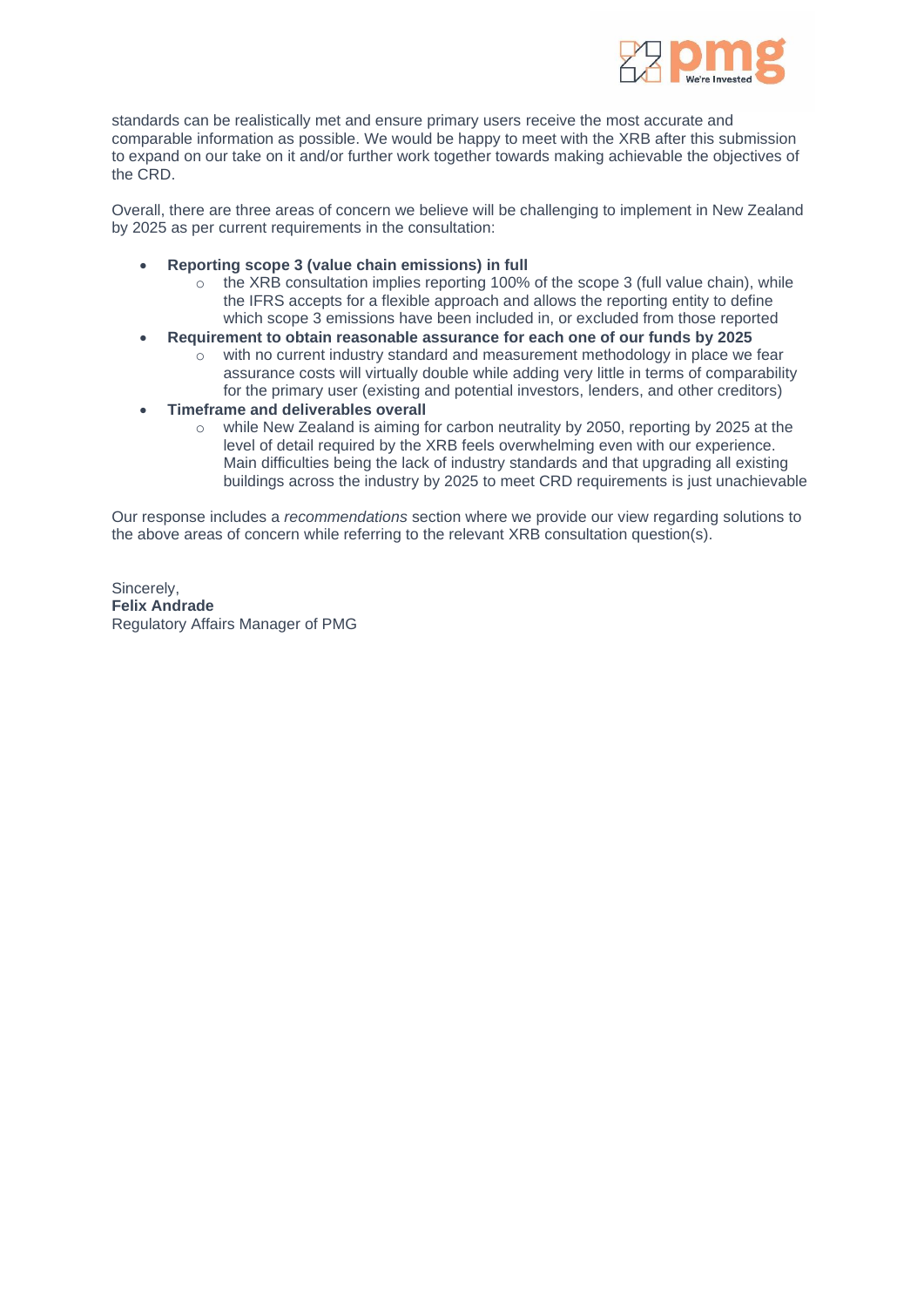standards can be realistically met and ensure primary users receive the most accurate and comparable information as possible. We would be happy to meet with the XRB after this submission to expand on our take on it and/or further work together towards making achievable the objectives of the CRD.

Overall, there are three areas of concern we believe will be challenging to implement in New Zealand by 2025 as per current requirements in the consultation:

- **Reporting scope 3 (value chain emissions) in full**
  - the XRB consultation implies reporting 100% of the scope 3 (full value chain), while the IFRS accepts for a flexible approach and allows the reporting entity to define which scope 3 emissions have been included in, or excluded from those reported
- **Requirement to obtain reasonable assurance for each one of our funds by 2025**
  - with no current industry standard and measurement methodology in place we fear assurance costs will virtually double while adding very little in terms of comparability for the primary user (existing and potential investors, lenders, and other creditors)
- **Timeframe and deliverables overall**
  - while New Zealand is aiming for carbon neutrality by 2050, reporting by 2025 at the level of detail required by the XRB feels overwhelming even with our experience. Main difficulties being the lack of industry standards and that upgrading all existing buildings across the industry by 2025 to meet CRD requirements is just unachievable

Our response includes a *recommendations* section where we provide our view regarding solutions to the above areas of concern while referring to the relevant XRB consultation question(s).

Sincerely,
**Felix Andrade**
Regulatory Affairs Manager of PMG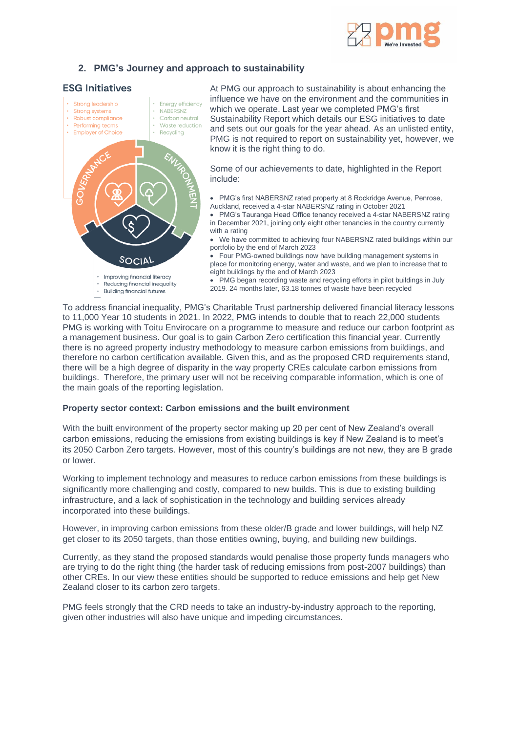## 2. PMG's Journey and approach to sustainability

### ESG Initiatives

- Strong leadership
- Strong systems
- Robust compliance
- Performing teams
- Employer of Choice

- Energy efficiency
- NABERSNZ
- Carbon neutral
- Waste reduction
- Recycling

GOVERNANCE ENVIRONMENT SOCIAL

- Improving financial literacy
- Reducing financial inequality
- Building financial futures

At PMG our approach to sustainability is about enhancing the influence we have on the environment and the communities in which we operate. Last year we completed PMG's first Sustainability Report which details our ESG initiatives to date and sets out our goals for the year ahead. As an unlisted entity, PMG is not required to report on sustainability yet, however, we know it is the right thing to do.

Some of our achievements to date, highlighted in the Report include:

- PMG's first NABERSNZ rated property at 8 Rockridge Avenue, Penrose, Auckland, received a 4-star NABERSNZ rating in October 2021
- PMG's Tauranga Head Office tenancy received a 4-star NABERSNZ rating in December 2021, joining only eight other tenancies in the country currently with a rating
- We have committed to achieving four NABERSNZ rated buildings within our portfolio by the end of March 2023
- Four PMG-owned buildings now have building management systems in place for monitoring energy, water and waste, and we plan to increase that to eight buildings by the end of March 2023
- PMG began recording waste and recycling efforts in pilot buildings in July 2019. 24 months later, 63.18 tonnes of waste have been recycled

To address financial inequality, PMG's Charitable Trust partnership delivered financial literacy lessons to 11,000 Year 10 students in 2021. In 2022, PMG intends to double that to reach 22,000 students PMG is working with Toitu Envirocare on a programme to measure and reduce our carbon footprint as a management business. Our goal is to gain Carbon Zero certification this financial year. Currently there is no agreed property industry methodology to measure carbon emissions from buildings, and therefore no carbon certification available. Given this, and as the proposed CRD requirements stand, there will be a high degree of disparity in the way property CREs calculate carbon emissions from buildings. Therefore, the primary user will not be receiving comparable information, which is one of the main goals of the reporting legislation.

**Property sector context: Carbon emissions and the built environment**

With the built environment of the property sector making up 20 per cent of New Zealand's overall carbon emissions, reducing the emissions from existing buildings is key if New Zealand is to meet's its 2050 Carbon Zero targets. However, most of this country's buildings are not new, they are B grade or lower.

Working to implement technology and measures to reduce carbon emissions from these buildings is significantly more challenging and costly, compared to new builds. This is due to existing building infrastructure, and a lack of sophistication in the technology and building services already incorporated into these buildings.

However, in improving carbon emissions from these older/B grade and lower buildings, will help NZ get closer to its 2050 targets, than those entities owning, buying, and building new buildings.

Currently, as they stand the proposed standards would penalise those property funds managers who are trying to do the right thing (the harder task of reducing emissions from post-2007 buildings) than other CREs. In our view these entities should be supported to reduce emissions and help get New Zealand closer to its carbon zero targets.

PMG feels strongly that the CRD needs to take an industry-by-industry approach to the reporting, given other industries will also have unique and impeding circumstances.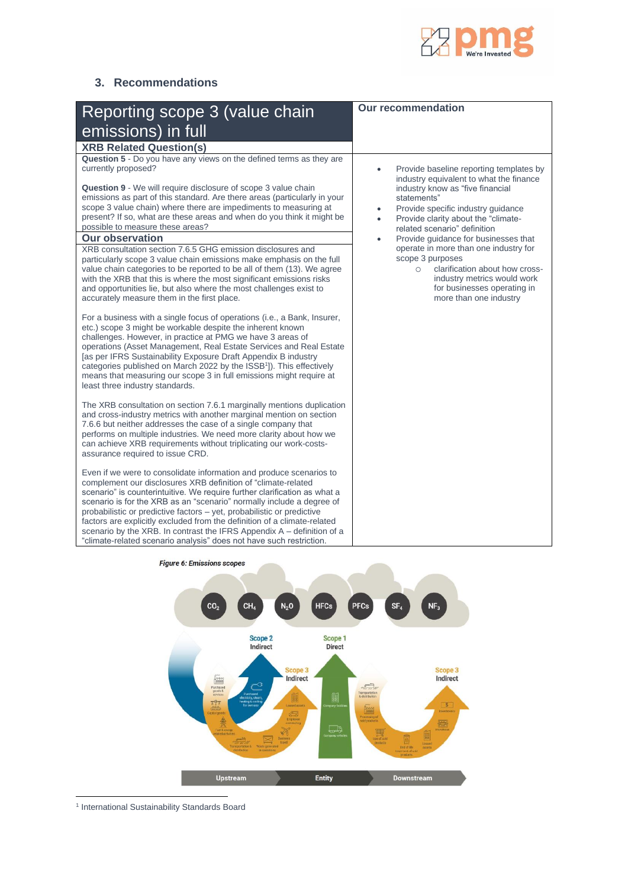## 3. Recommendations

| Reporting scope 3 (value chain emissions) in full | Our recommendation |
|---|---|
| **XRB Related Question(s)** | |
| **Question 5** - Do you have any views on the defined terms as they are currently proposed?<br><br>**Question 9** - We will require disclosure of scope 3 value chain emissions as part of this standard. Are there areas (particularly in your scope 3 value chain) where there are impediments to measuring at present? If so, what are these areas and when do you think it might be possible to measure these areas? | • Provide baseline reporting templates by industry equivalent to what the finance industry know as "five financial statements"<br>• Provide specific industry guidance<br>• Provide clarity about the "climate-related scenario" definition<br>• Provide guidance for businesses that operate in more than one industry for scope 3 purposes<br>&nbsp;&nbsp;&nbsp;&nbsp;○ clarification about how cross-industry metrics would work for businesses operating in more than one industry |
| **Our observation** | |
| XRB consultation section 7.6.5 GHG emission disclosures and particularly scope 3 value chain emissions make emphasis on the full value chain categories to be reported to be all of them (13). We agree with the XRB that this is where the most significant emissions risks and opportunities lie, but also where the most challenges exist to accurately measure them in the first place.<br><br>For a business with a single focus of operations (i.e., a Bank, Insurer, etc.) scope 3 might be workable despite the inherent known challenges. However, in practice at PMG we have 3 areas of operations (Asset Management, Real Estate Services and Real Estate [as per IFRS Sustainability Exposure Draft Appendix B industry categories published on March 2022 by the ISSB[1]]). This effectively means that measuring our scope 3 in full emissions might require at least three industry standards.<br><br>The XRB consultation on section 7.6.1 marginally mentions duplication and cross-industry metrics with another marginal mention on section 7.6.6 but neither addresses the case of a single company that performs on multiple industries. We need more clarity about how we can achieve XRB requirements without triplicating our work-costs-assurance required to issue CRD.<br><br>Even if we were to consolidate information and produce scenarios to complement our disclosures XRB definition of "climate-related scenario" is counterintuitive. We require further clarification as what a scenario is for the XRB as an "scenario" normally include a degree of probabilistic or predictive factors – yet, probabilistic or predictive factors are explicitly excluded from the definition of a climate-related scenario by the XRB. In contrast the IFRS Appendix A – definition of a "climate-related scenario analysis" does not have such restriction. | |

*Figure 6: Emissions scopes*

$CO_2$ $CH_4$ $N_2O$ HFCs PFCs $SF_6$ $NF_3$

Scope 2 Indirect | Scope 1 Direct | Scope 3 Indirect | Scope 3 Indirect

Upstream | Entity | Downstream

[1] International Sustainability Standards Board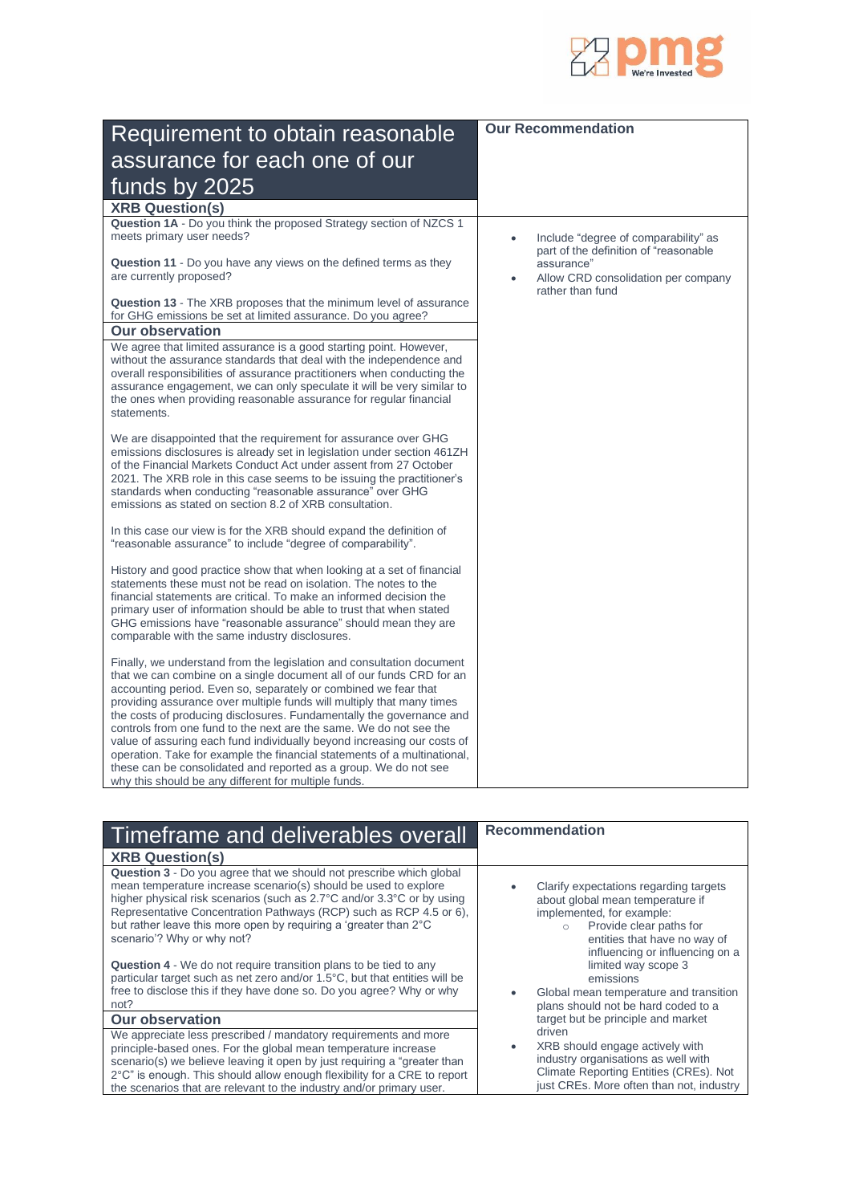## Requirement to obtain reasonable assurance for each one of our funds by 2025

**Our Recommendation**

- Include "degree of comparability" as part of the definition of "reasonable assurance"
- Allow CRD consolidation per company rather than fund

### XRB Question(s)

**Question 1A** - Do you think the proposed Strategy section of NZCS 1 meets primary user needs?

**Question 11** - Do you have any views on the defined terms as they are currently proposed?

**Question 13** - The XRB proposes that the minimum level of assurance for GHG emissions be set at limited assurance. Do you agree?

### Our observation

We agree that limited assurance is a good starting point. However, without the assurance standards that deal with the independence and overall responsibilities of assurance practitioners when conducting the assurance engagement, we can only speculate it will be very similar to the ones when providing reasonable assurance for regular financial statements.

We are disappointed that the requirement for assurance over GHG emissions disclosures is already set in legislation under section 461ZH of the Financial Markets Conduct Act under assent from 27 October 2021. The XRB role in this case seems to be issuing the practitioner's standards when conducting "reasonable assurance" over GHG emissions as stated on section 8.2 of XRB consultation.

In this case our view is for the XRB should expand the definition of "reasonable assurance" to include "degree of comparability".

History and good practice show that when looking at a set of financial statements these must not be read on isolation. The notes to the financial statements are critical. To make an informed decision the primary user of information should be able to trust that when stated GHG emissions have "reasonable assurance" should mean they are comparable with the same industry disclosures.

Finally, we understand from the legislation and consultation document that we can combine on a single document all of our funds CRD for an accounting period. Even so, separately or combined we fear that providing assurance over multiple funds will multiply that many times the costs of producing disclosures. Fundamentally the governance and controls from one fund to the next are the same. We do not see the value of assuring each fund individually beyond increasing our costs of operation. Take for example the financial statements of a multinational, these can be consolidated and reported as a group. We do not see why this should be any different for multiple funds.

## Timeframe and deliverables overall

**Recommendation**

- Clarify expectations regarding targets about global mean temperature if implemented, for example:
  - Provide clear paths for entities that have no way of influencing or influencing on a limited way scope 3 emissions
- Global mean temperature and transition plans should not be hard coded to a target but be principle and market driven
- XRB should engage actively with industry organisations as well with Climate Reporting Entities (CREs). Not just CREs. More often than not, industry

### XRB Question(s)

**Question 3** - Do you agree that we should not prescribe which global mean temperature increase scenario(s) should be used to explore higher physical risk scenarios (such as 2.7°C and/or 3.3°C or by using Representative Concentration Pathways (RCP) such as RCP 4.5 or 6), but rather leave this more open by requiring a 'greater than 2°C scenario'? Why or why not?

**Question 4** - We do not require transition plans to be tied to any particular target such as net zero and/or 1.5°C, but that entities will be free to disclose this if they have done so. Do you agree? Why or why not?

### Our observation

We appreciate less prescribed / mandatory requirements and more principle-based ones. For the global mean temperature increase scenario(s) we believe leaving it open by just requiring a "greater than 2°C" is enough. This should allow enough flexibility for a CRE to report the scenarios that are relevant to the industry and/or primary user.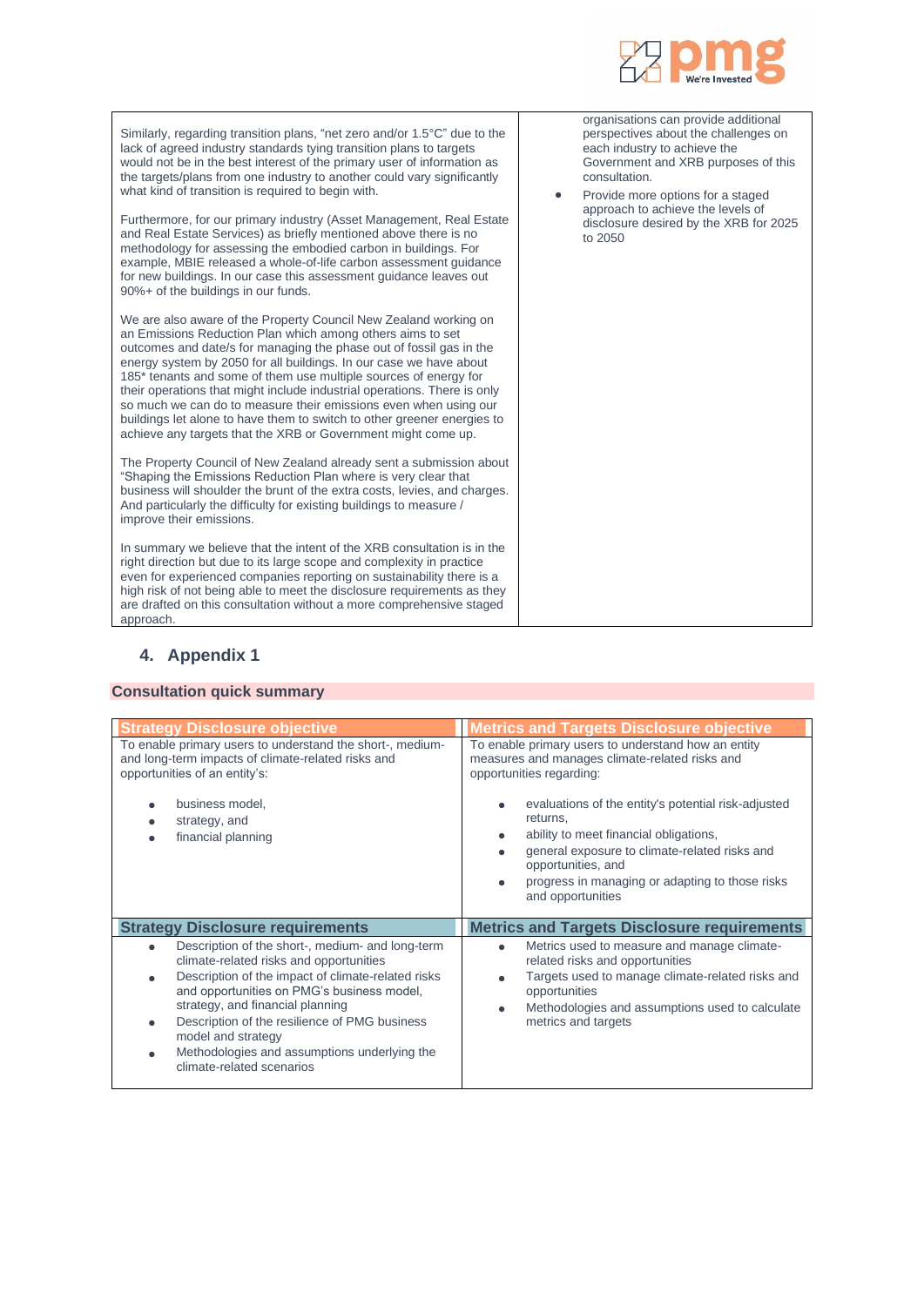| | |
|---|---|
| Similarly, regarding transition plans, "net zero and/or 1.5°C" due to the lack of agreed industry standards tying transition plans to targets would not be in the best interest of the primary user of information as the targets/plans from one industry to another could vary significantly what kind of transition is required to begin with.<br><br>Furthermore, for our primary industry (Asset Management, Real Estate and Real Estate Services) as briefly mentioned above there is no methodology for assessing the embodied carbon in buildings. For example, MBIE released a whole-of-life carbon assessment guidance for new buildings. In our case this assessment guidance leaves out 90%+ of the buildings in our funds.<br><br>We are also aware of the Property Council New Zealand working on an Emissions Reduction Plan which among others aims to set outcomes and date/s for managing the phase out of fossil gas in the energy system by 2050 for all buildings. In our case we have about 185* tenants and some of them use multiple sources of energy for their operations that might include industrial operations. There is only so much we can do to measure their emissions even when using our buildings let alone to have them to switch to other greener energies to achieve any targets that the XRB or Government might come up.<br><br>The Property Council of New Zealand already sent a submission about "Shaping the Emissions Reduction Plan where is very clear that business will shoulder the brunt of the extra costs, levies, and charges. And particularly the difficulty for existing buildings to measure / improve their emissions.<br><br>In summary we believe that the intent of the XRB consultation is in the right direction but due to its large scope and complexity in practice even for experienced companies reporting on sustainability there is a high risk of not being able to meet the disclosure requirements as they are drafted on this consultation without a more comprehensive staged approach. | organisations can provide additional perspectives about the challenges on each industry to achieve the Government and XRB purposes of this consultation.<br><br>• Provide more options for a staged approach to achieve the levels of disclosure desired by the XRB for 2025 to 2050 |

## 4. Appendix 1

### Consultation quick summary

| Strategy Disclosure objective | Metrics and Targets Disclosure objective |
|---|---|
| To enable primary users to understand the short-, medium- and long-term impacts of climate-related risks and opportunities of an entity's:<br><br>• business model,<br>• strategy, and<br>• financial planning | To enable primary users to understand how an entity measures and manages climate-related risks and opportunities regarding:<br><br>• evaluations of the entity's potential risk-adjusted returns,<br>• ability to meet financial obligations,<br>• general exposure to climate-related risks and opportunities, and<br>• progress in managing or adapting to those risks and opportunities |
| **Strategy Disclosure requirements** | **Metrics and Targets Disclosure requirements** |
| • Description of the short-, medium- and long-term climate-related risks and opportunities<br>• Description of the impact of climate-related risks and opportunities on PMG's business model, strategy, and financial planning<br>• Description of the resilience of PMG business model and strategy<br>• Methodologies and assumptions underlying the climate-related scenarios | • Metrics used to measure and manage climate-related risks and opportunities<br>• Targets used to manage climate-related risks and opportunities<br>• Methodologies and assumptions used to calculate metrics and targets |